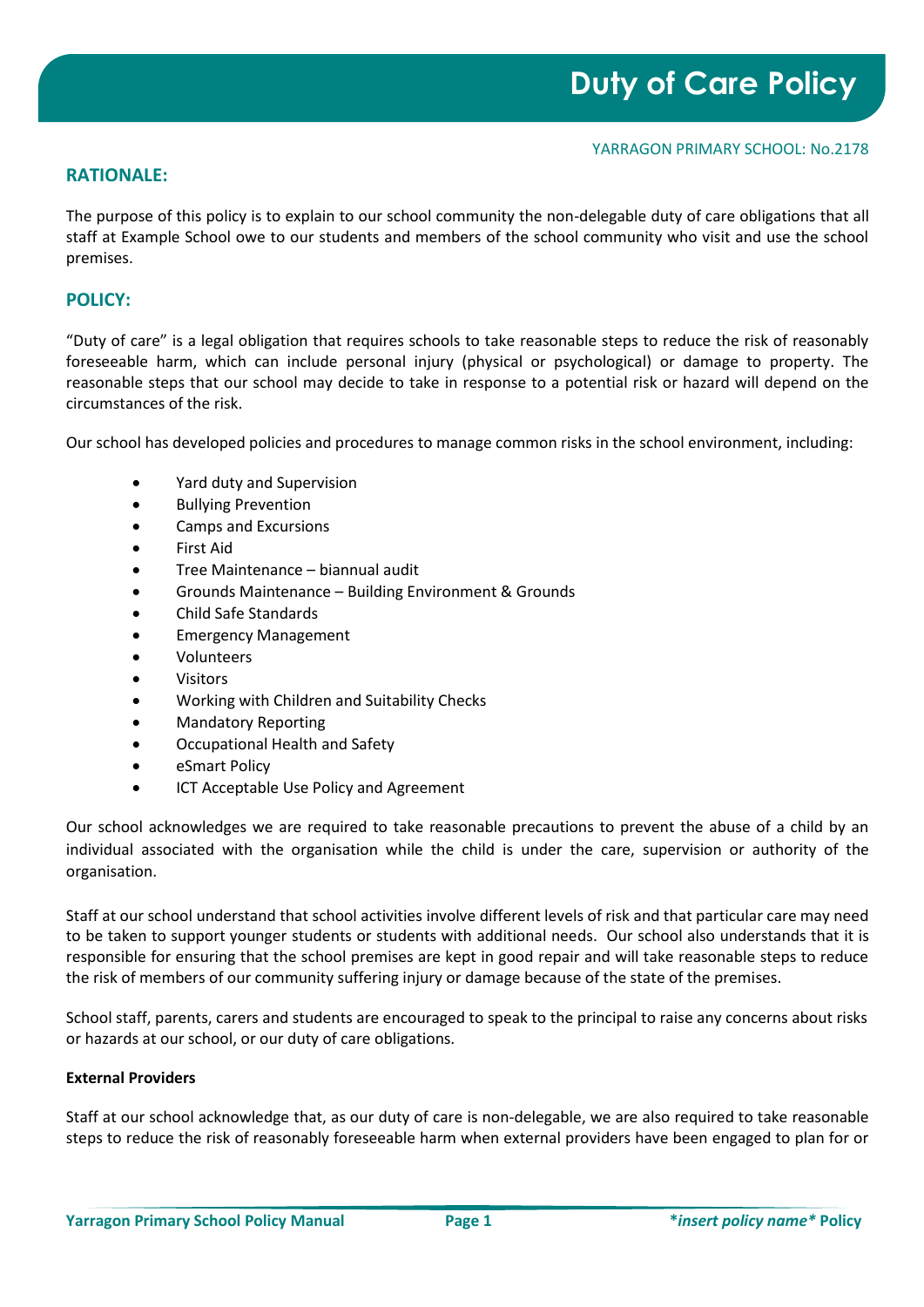# Duty of Care Policy

YARRAGON PRIMARY SCHOOL: No.2178

## RATIONALE:

The purpose of this policy is to explain to our school community the non-delegable duty of care obligations that all staff at Example School owe to our students and members of the school community who visit and use the school premises.

## POLICY:

"Duty of care" is a legal obligation that requires schools to take reasonable steps to reduce the risk of reasonably foreseeable harm, which can include personal injury (physical or psychological) or damage to property. The reasonable steps that our school may decide to take in response to a potential risk or hazard will depend on the circumstances of the risk.

Our school has developed policies and procedures to manage common risks in the school environment, including:

- Yard duty and Supervision
- Bullying Prevention
- Camps and Excursions
- First Aid
- Tree Maintenance – biannual audit
- Grounds Maintenance – Building Environment & Grounds
- Child Safe Standards
- Emergency Management
- Volunteers
- Visitors
- Working with Children and Suitability Checks
- Mandatory Reporting
- Occupational Health and Safety
- eSmart Policy
- ICT Acceptable Use Policy and Agreement

Our school acknowledges we are required to take reasonable precautions to prevent the abuse of a child by an individual associated with the organisation while the child is under the care, supervision or authority of the organisation.

Staff at our school understand that school activities involve different levels of risk and that particular care may need to be taken to support younger students or students with additional needs. Our school also understands that it is responsible for ensuring that the school premises are kept in good repair and will take reasonable steps to reduce the risk of members of our community suffering injury or damage because of the state of the premises.

School staff, parents, carers and students are encouraged to speak to the principal to raise any concerns about risks or hazards at our school, or our duty of care obligations.

**External Providers**

Staff at our school acknowledge that, as our duty of care is non-delegable, we are also required to take reasonable steps to reduce the risk of reasonably foreseeable harm when external providers have been engaged to plan for or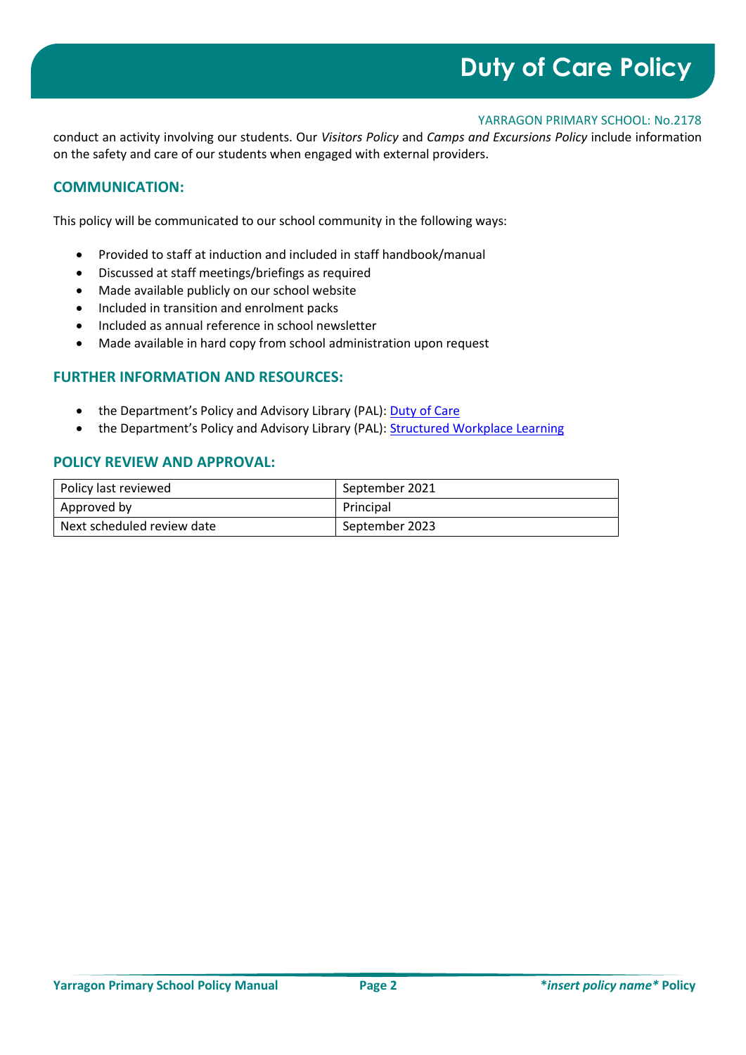conduct an activity involving our students. Our *Visitors Policy* and *Camps and Excursions Policy* include information on the safety and care of our students when engaged with external providers.

## COMMUNICATION:

This policy will be communicated to our school community in the following ways:

- Provided to staff at induction and included in staff handbook/manual
- Discussed at staff meetings/briefings as required
- Made available publicly on our school website
- Included in transition and enrolment packs
- Included as annual reference in school newsletter
- Made available in hard copy from school administration upon request

## FURTHER INFORMATION AND RESOURCES:

- the Department's Policy and Advisory Library (PAL): Duty of Care
- the Department's Policy and Advisory Library (PAL): Structured Workplace Learning

## POLICY REVIEW AND APPROVAL:

| | |
|---|---|
| Policy last reviewed | September 2021 |
| Approved by | Principal |
| Next scheduled review date | September 2023 |